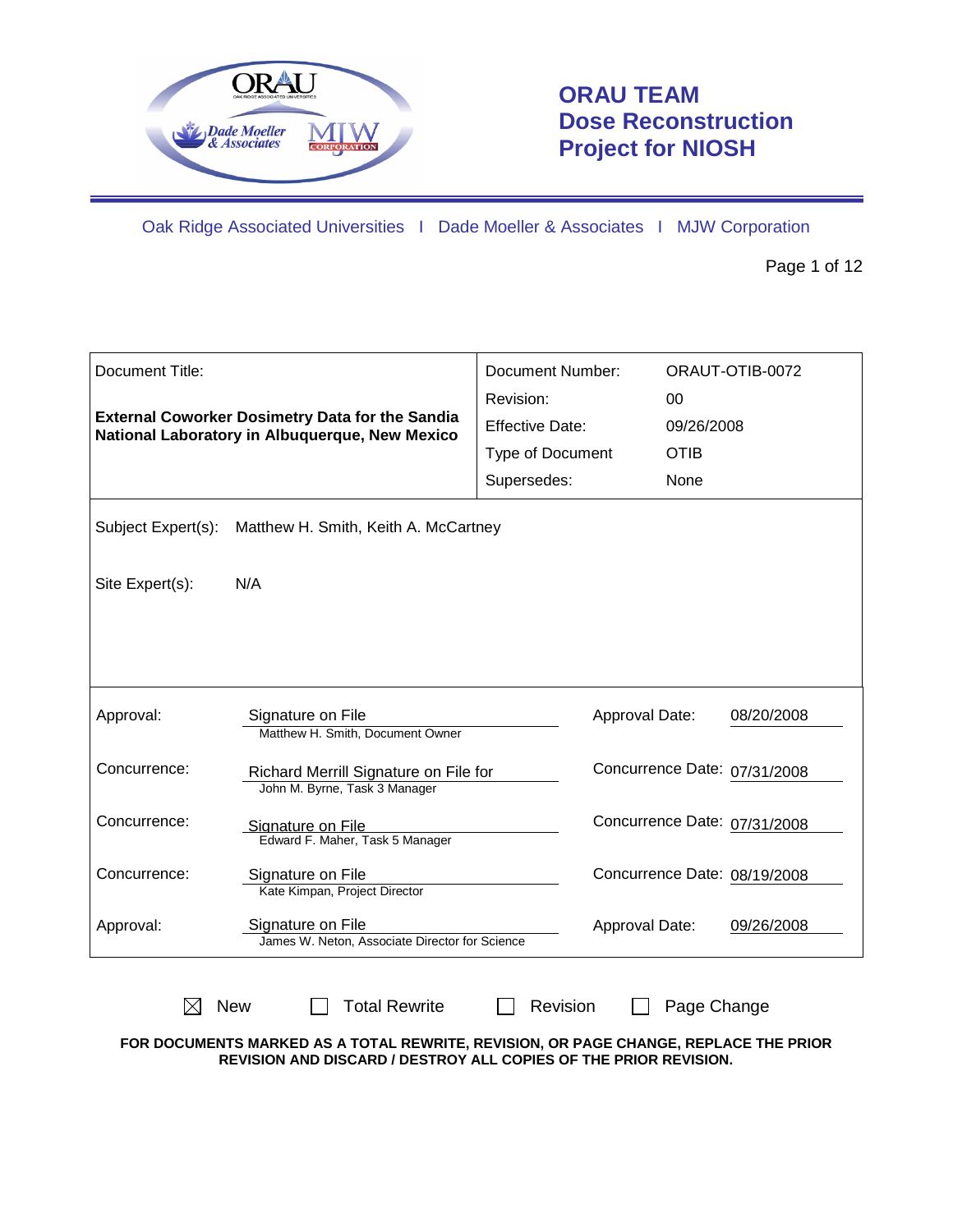# ORAU TEAM Dose Reconstruction Project for NIOSH

Oak Ridge Associated Universities I Dade Moeller & Associates I MJW Corporation

| Document Title: | Document Number: | ORAUT-OTIB-0072 |
|---|---|---|
| **External Coworker Dosimetry Data for the Sandia National Laboratory in Albuquerque, New Mexico** | Revision: | 00 |
| | Effective Date: | 09/26/2008 |
| | Type of Document | OTIB |
| | Supersedes: | None |

Subject Expert(s): Matthew H. Smith, Keith A. McCartney

Site Expert(s): N/A

| | | | |
|---|---|---|---|
| Approval: | Signature on File<br>Matthew H. Smith, Document Owner | Approval Date: | 08/20/2008 |
| Concurrence: | Richard Merrill Signature on File for<br>John M. Byrne, Task 3 Manager | Concurrence Date: | 07/31/2008 |
| Concurrence: | Signature on File<br>Edward F. Maher, Task 5 Manager | Concurrence Date: | 07/31/2008 |
| Concurrence: | Signature on File<br>Kate Kimpan, Project Director | Concurrence Date: | 08/19/2008 |
| Approval: | Signature on File<br>James W. Neton, Associate Director for Science | Approval Date: | 09/26/2008 |

☒ New ☐ Total Rewrite ☐ Revision ☐ Page Change

**FOR DOCUMENTS MARKED AS A TOTAL REWRITE, REVISION, OR PAGE CHANGE, REPLACE THE PRIOR REVISION AND DISCARD / DESTROY ALL COPIES OF THE PRIOR REVISION.**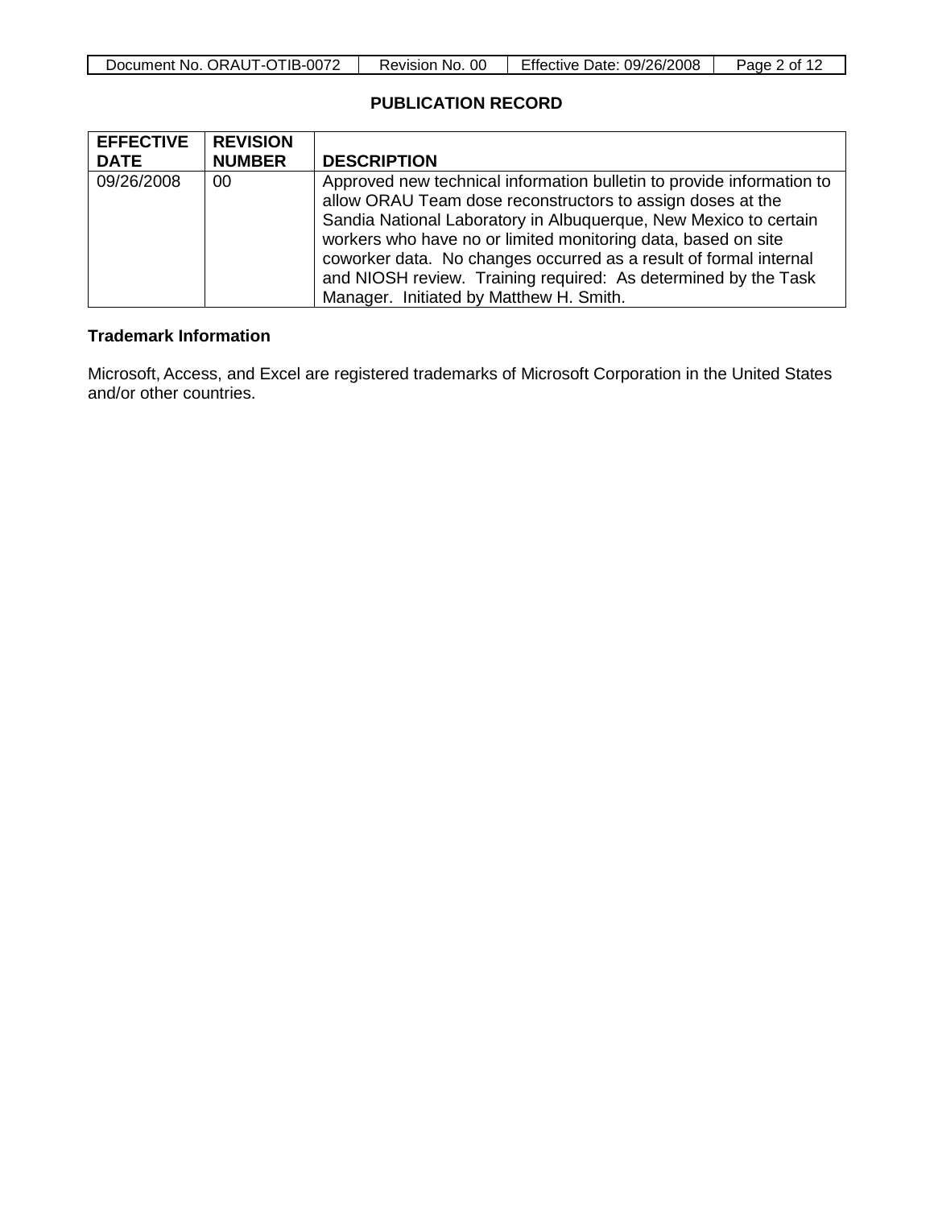## PUBLICATION RECORD

| EFFECTIVE DATE | REVISION NUMBER | DESCRIPTION |
|---|---|---|
| 09/26/2008 | 00 | Approved new technical information bulletin to provide information to allow ORAU Team dose reconstructors to assign doses at the Sandia National Laboratory in Albuquerque, New Mexico to certain workers who have no or limited monitoring data, based on site coworker data. No changes occurred as a result of formal internal and NIOSH review. Training required: As determined by the Task Manager. Initiated by Matthew H. Smith. |

### Trademark Information

Microsoft, Access, and Excel are registered trademarks of Microsoft Corporation in the United States and/or other countries.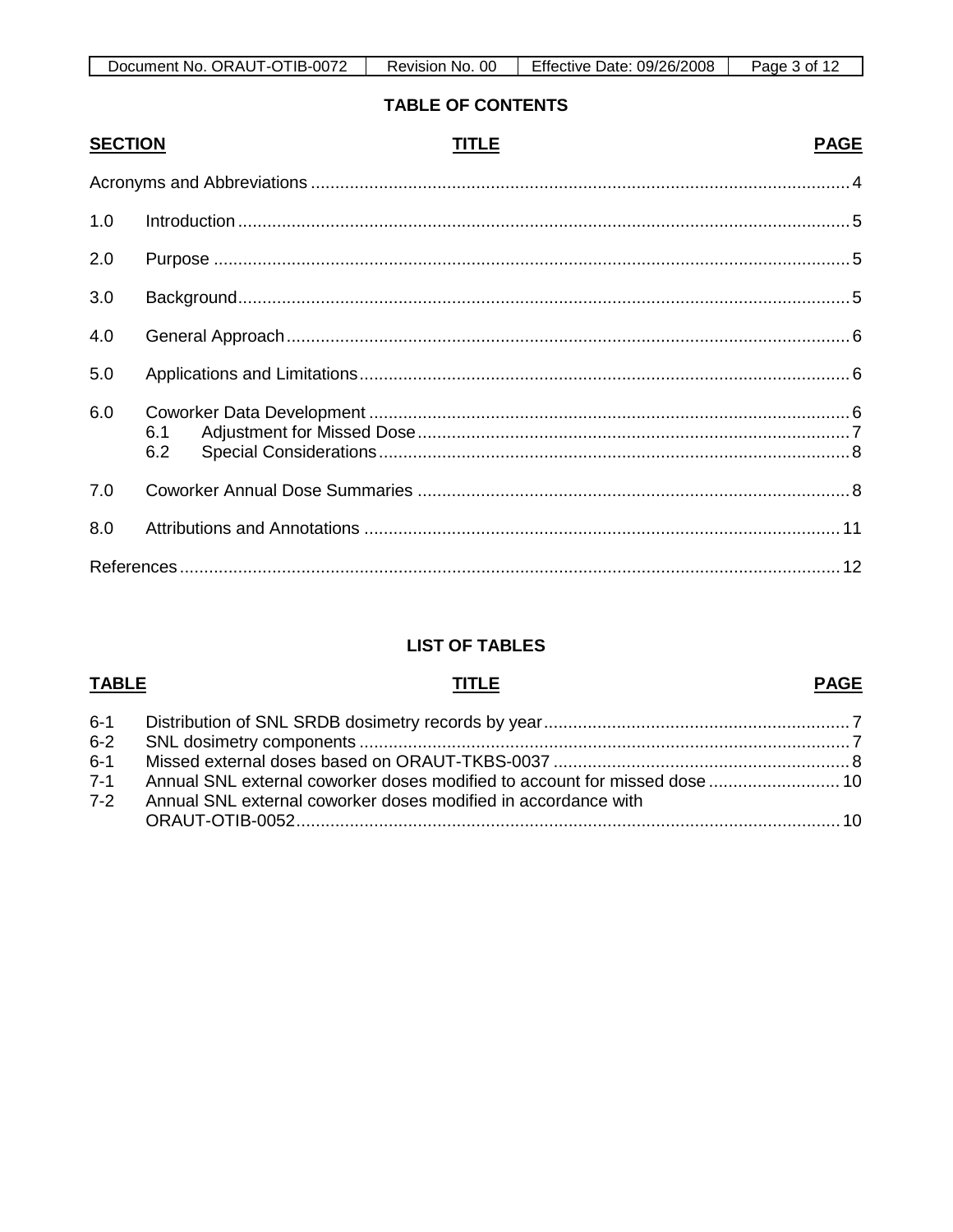**TABLE OF CONTENTS**

| SECTION | TITLE | PAGE |
|---|---|---|
| | Acronyms and Abbreviations | 4 |
| 1.0 | Introduction | 5 |
| 2.0 | Purpose | 5 |
| 3.0 | Background | 5 |
| 4.0 | General Approach | 6 |
| 5.0 | Applications and Limitations | 6 |
| 6.0 | Coworker Data Development | 6 |
| | 6.1 Adjustment for Missed Dose | 7 |
| | 6.2 Special Considerations | 8 |
| 7.0 | Coworker Annual Dose Summaries | 8 |
| 8.0 | Attributions and Annotations | 11 |
| | References | 12 |

**LIST OF TABLES**

| TABLE | TITLE | PAGE |
|---|---|---|
| 6-1 | Distribution of SNL SRDB dosimetry records by year | 7 |
| 6-2 | SNL dosimetry components | 7 |
| 6-1 | Missed external doses based on ORAUT-TKBS-0037 | 8 |
| 7-1 | Annual SNL external coworker doses modified to account for missed dose | 10 |
| 7-2 | Annual SNL external coworker doses modified in accordance with ORAUT-OTIB-0052 | 10 |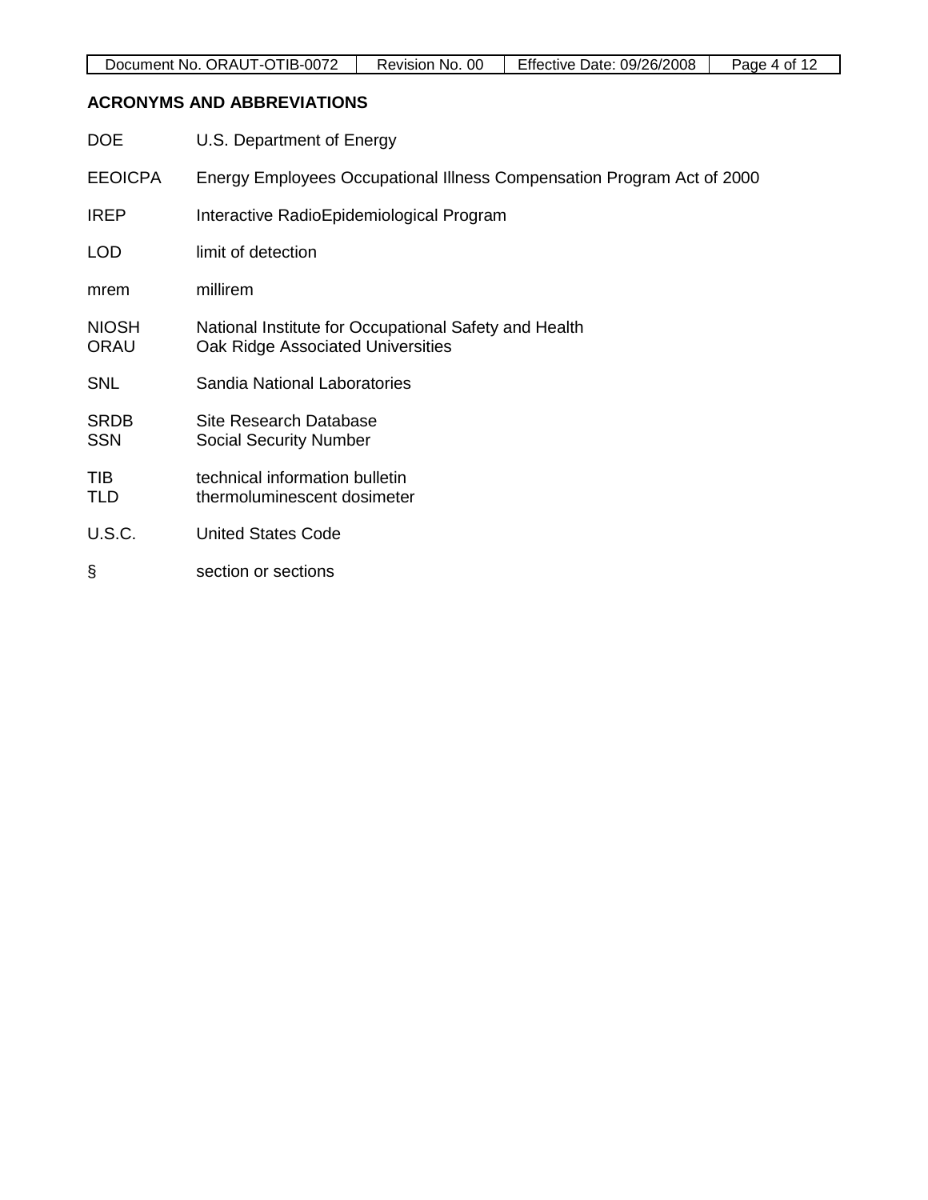## ACRONYMS AND ABBREVIATIONS

| | |
|---|---|
| DOE | U.S. Department of Energy |
| EEOICPA | Energy Employees Occupational Illness Compensation Program Act of 2000 |
| IREP | Interactive RadioEpidemiological Program |
| LOD | limit of detection |
| mrem | millirem |
| NIOSH | National Institute for Occupational Safety and Health |
| ORAU | Oak Ridge Associated Universities |
| SNL | Sandia National Laboratories |
| SRDB | Site Research Database |
| SSN | Social Security Number |
| TIB | technical information bulletin |
| TLD | thermoluminescent dosimeter |
| U.S.C. | United States Code |
| § | section or sections |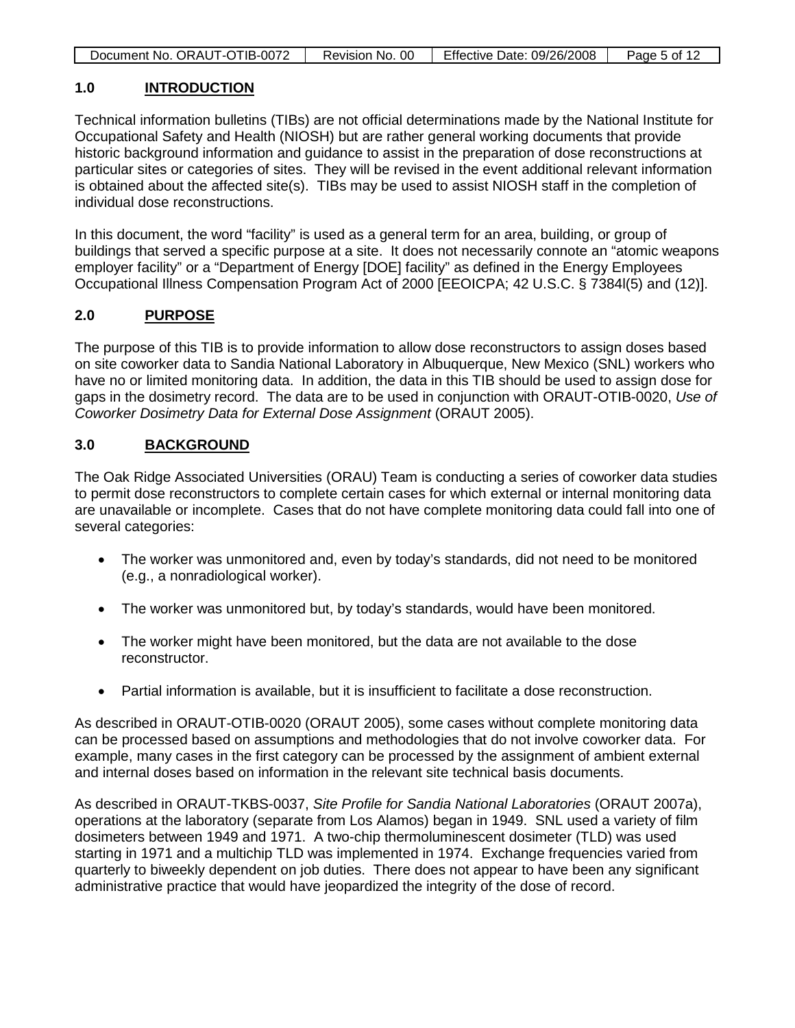## 1.0 INTRODUCTION

Technical information bulletins (TIBs) are not official determinations made by the National Institute for Occupational Safety and Health (NIOSH) but are rather general working documents that provide historic background information and guidance to assist in the preparation of dose reconstructions at particular sites or categories of sites. They will be revised in the event additional relevant information is obtained about the affected site(s). TIBs may be used to assist NIOSH staff in the completion of individual dose reconstructions.

In this document, the word "facility" is used as a general term for an area, building, or group of buildings that served a specific purpose at a site. It does not necessarily connote an "atomic weapons employer facility" or a "Department of Energy [DOE] facility" as defined in the Energy Employees Occupational Illness Compensation Program Act of 2000 [EEOICPA; 42 U.S.C. § 7384l(5) and (12)].

## 2.0 PURPOSE

The purpose of this TIB is to provide information to allow dose reconstructors to assign doses based on site coworker data to Sandia National Laboratory in Albuquerque, New Mexico (SNL) workers who have no or limited monitoring data. In addition, the data in this TIB should be used to assign dose for gaps in the dosimetry record. The data are to be used in conjunction with ORAUT-OTIB-0020, *Use of Coworker Dosimetry Data for External Dose Assignment* (ORAUT 2005).

## 3.0 BACKGROUND

The Oak Ridge Associated Universities (ORAU) Team is conducting a series of coworker data studies to permit dose reconstructors to complete certain cases for which external or internal monitoring data are unavailable or incomplete. Cases that do not have complete monitoring data could fall into one of several categories:

- The worker was unmonitored and, even by today's standards, did not need to be monitored (e.g., a nonradiological worker).
- The worker was unmonitored but, by today's standards, would have been monitored.
- The worker might have been monitored, but the data are not available to the dose reconstructor.
- Partial information is available, but it is insufficient to facilitate a dose reconstruction.

As described in ORAUT-OTIB-0020 (ORAUT 2005), some cases without complete monitoring data can be processed based on assumptions and methodologies that do not involve coworker data. For example, many cases in the first category can be processed by the assignment of ambient external and internal doses based on information in the relevant site technical basis documents.

As described in ORAUT-TKBS-0037, *Site Profile for Sandia National Laboratories* (ORAUT 2007a), operations at the laboratory (separate from Los Alamos) began in 1949. SNL used a variety of film dosimeters between 1949 and 1971. A two-chip thermoluminescent dosimeter (TLD) was used starting in 1971 and a multichip TLD was implemented in 1974. Exchange frequencies varied from quarterly to biweekly dependent on job duties. There does not appear to have been any significant administrative practice that would have jeopardized the integrity of the dose of record.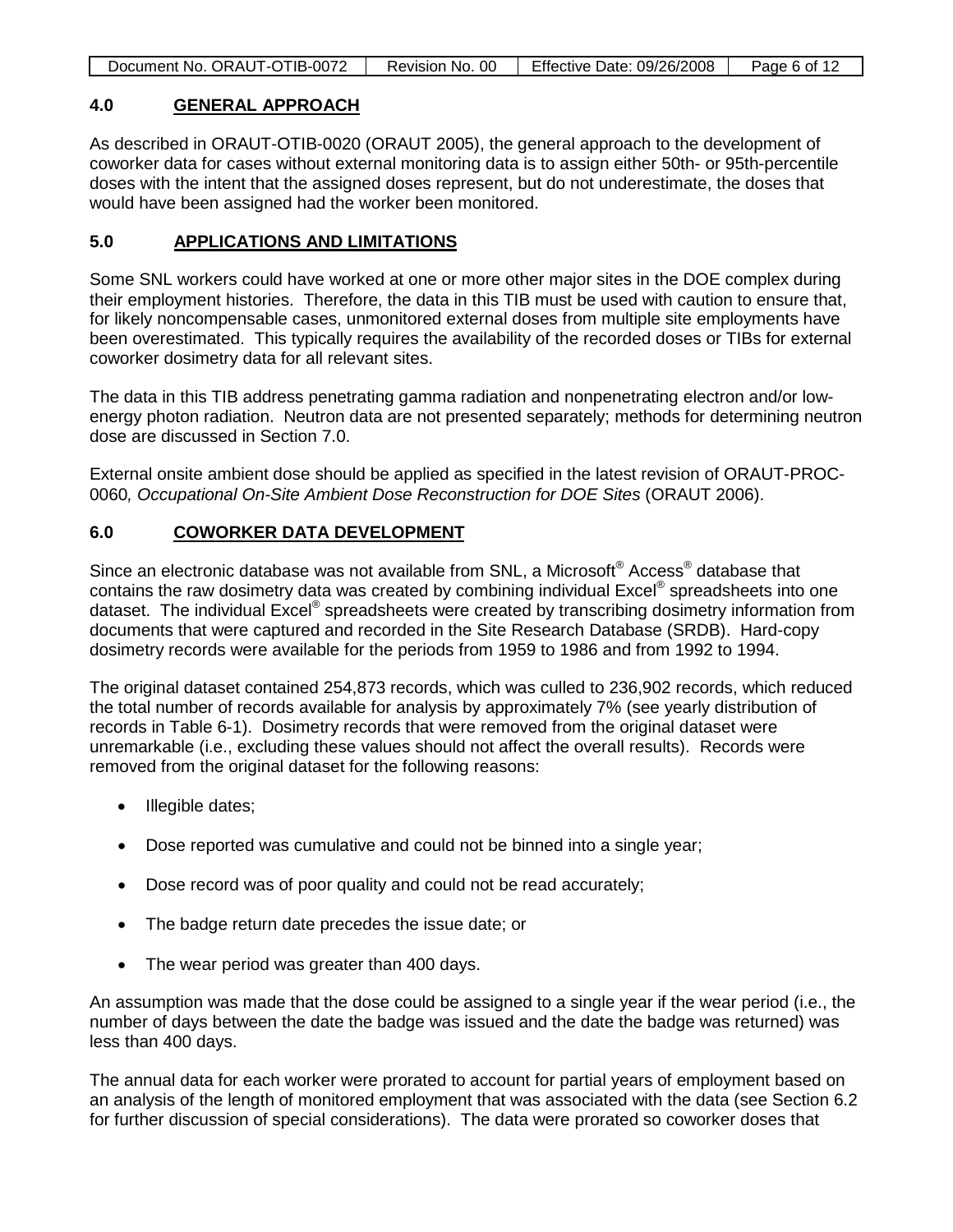## 4.0 GENERAL APPROACH

As described in ORAUT-OTIB-0020 (ORAUT 2005), the general approach to the development of coworker data for cases without external monitoring data is to assign either 50th- or 95th-percentile doses with the intent that the assigned doses represent, but do not underestimate, the doses that would have been assigned had the worker been monitored.

## 5.0 APPLICATIONS AND LIMITATIONS

Some SNL workers could have worked at one or more other major sites in the DOE complex during their employment histories. Therefore, the data in this TIB must be used with caution to ensure that, for likely noncompensable cases, unmonitored external doses from multiple site employments have been overestimated. This typically requires the availability of the recorded doses or TIBs for external coworker dosimetry data for all relevant sites.

The data in this TIB address penetrating gamma radiation and nonpenetrating electron and/or low-energy photon radiation. Neutron data are not presented separately; methods for determining neutron dose are discussed in Section 7.0.

External onsite ambient dose should be applied as specified in the latest revision of ORAUT-PROC-0060*, Occupational On-Site Ambient Dose Reconstruction for DOE Sites* (ORAUT 2006).

## 6.0 COWORKER DATA DEVELOPMENT

Since an electronic database was not available from SNL, a Microsoft® Access® database that contains the raw dosimetry data was created by combining individual Excel® spreadsheets into one dataset. The individual Excel® spreadsheets were created by transcribing dosimetry information from documents that were captured and recorded in the Site Research Database (SRDB). Hard-copy dosimetry records were available for the periods from 1959 to 1986 and from 1992 to 1994.

The original dataset contained 254,873 records, which was culled to 236,902 records, which reduced the total number of records available for analysis by approximately 7% (see yearly distribution of records in Table 6-1). Dosimetry records that were removed from the original dataset were unremarkable (i.e., excluding these values should not affect the overall results). Records were removed from the original dataset for the following reasons:

- Illegible dates;
- Dose reported was cumulative and could not be binned into a single year;
- Dose record was of poor quality and could not be read accurately;
- The badge return date precedes the issue date; or
- The wear period was greater than 400 days.

An assumption was made that the dose could be assigned to a single year if the wear period (i.e., the number of days between the date the badge was issued and the date the badge was returned) was less than 400 days.

The annual data for each worker were prorated to account for partial years of employment based on an analysis of the length of monitored employment that was associated with the data (see Section 6.2 for further discussion of special considerations). The data were prorated so coworker doses that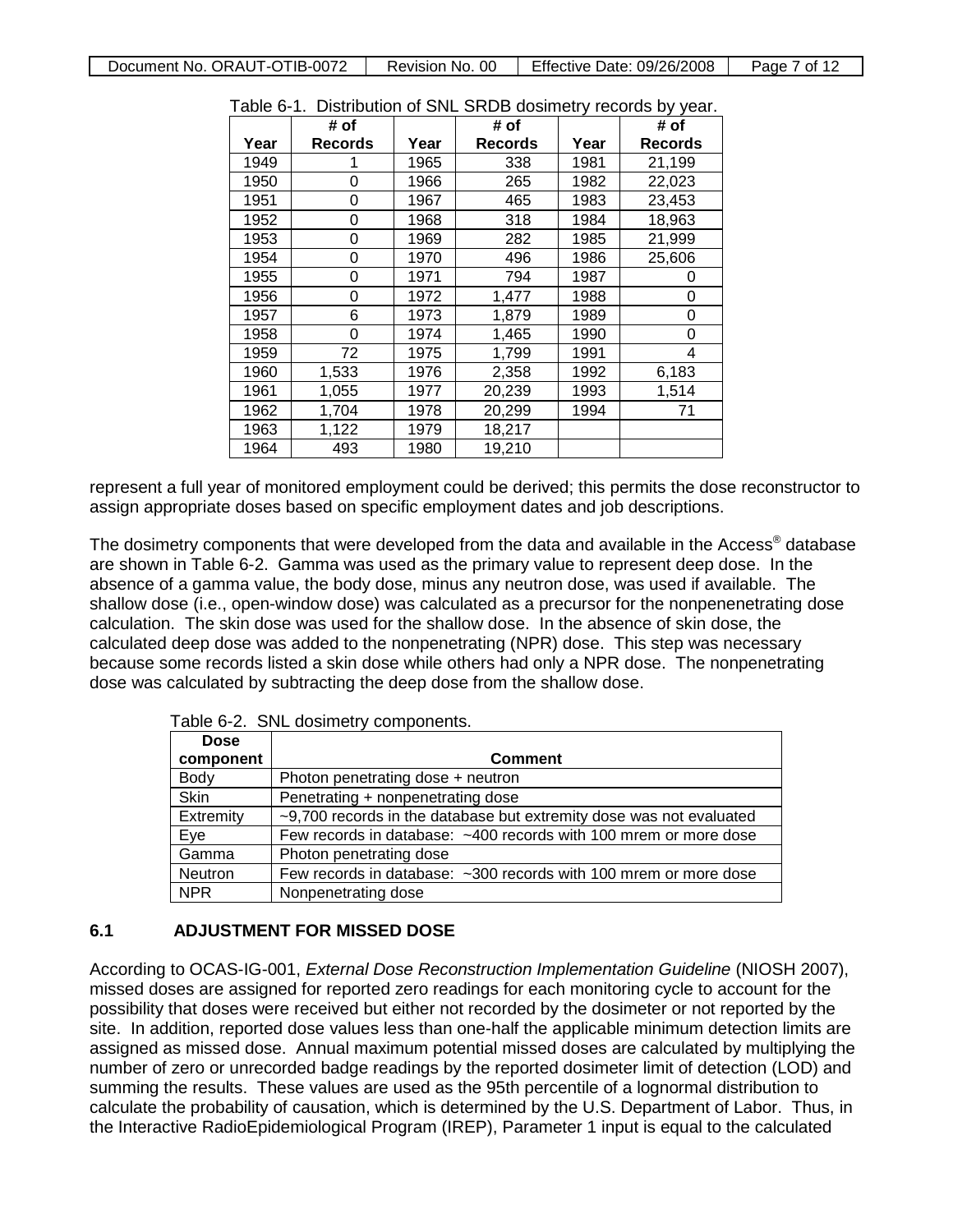Table 6-1. Distribution of SNL SRDB dosimetry records by year.

| Year | # of Records | Year | # of Records | Year | # of Records |
|---|---|---|---|---|---|
| 1949 | 1 | 1965 | 338 | 1981 | 21,199 |
| 1950 | 0 | 1966 | 265 | 1982 | 22,023 |
| 1951 | 0 | 1967 | 465 | 1983 | 23,453 |
| 1952 | 0 | 1968 | 318 | 1984 | 18,963 |
| 1953 | 0 | 1969 | 282 | 1985 | 21,999 |
| 1954 | 0 | 1970 | 496 | 1986 | 25,606 |
| 1955 | 0 | 1971 | 794 | 1987 | 0 |
| 1956 | 0 | 1972 | 1,477 | 1988 | 0 |
| 1957 | 6 | 1973 | 1,879 | 1989 | 0 |
| 1958 | 0 | 1974 | 1,465 | 1990 | 0 |
| 1959 | 72 | 1975 | 1,799 | 1991 | 4 |
| 1960 | 1,533 | 1976 | 2,358 | 1992 | 6,183 |
| 1961 | 1,055 | 1977 | 20,239 | 1993 | 1,514 |
| 1962 | 1,704 | 1978 | 20,299 | 1994 | 71 |
| 1963 | 1,122 | 1979 | 18,217 | | |
| 1964 | 493 | 1980 | 19,210 | | |

represent a full year of monitored employment could be derived; this permits the dose reconstructor to assign appropriate doses based on specific employment dates and job descriptions.

The dosimetry components that were developed from the data and available in the Access® database are shown in Table 6-2. Gamma was used as the primary value to represent deep dose. In the absence of a gamma value, the body dose, minus any neutron dose, was used if available. The shallow dose (i.e., open-window dose) was calculated as a precursor for the nonpenenetrating dose calculation. The skin dose was used for the shallow dose. In the absence of skin dose, the calculated deep dose was added to the nonpenetrating (NPR) dose. This step was necessary because some records listed a skin dose while others had only a NPR dose. The nonpenetrating dose was calculated by subtracting the deep dose from the shallow dose.

Table 6-2. SNL dosimetry components.

| Dose component | Comment |
|---|---|
| Body | Photon penetrating dose + neutron |
| Skin | Penetrating + nonpenetrating dose |
| Extremity | ~9,700 records in the database but extremity dose was not evaluated |
| Eye | Few records in database: ~400 records with 100 mrem or more dose |
| Gamma | Photon penetrating dose |
| Neutron | Few records in database: ~300 records with 100 mrem or more dose |
| NPR | Nonpenetrating dose |

## 6.1 ADJUSTMENT FOR MISSED DOSE

According to OCAS-IG-001, *External Dose Reconstruction Implementation Guideline* (NIOSH 2007), missed doses are assigned for reported zero readings for each monitoring cycle to account for the possibility that doses were received but either not recorded by the dosimeter or not reported by the site. In addition, reported dose values less than one-half the applicable minimum detection limits are assigned as missed dose. Annual maximum potential missed doses are calculated by multiplying the number of zero or unrecorded badge readings by the reported dosimeter limit of detection (LOD) and summing the results. These values are used as the 95th percentile of a lognormal distribution to calculate the probability of causation, which is determined by the U.S. Department of Labor. Thus, in the Interactive RadioEpidemiological Program (IREP), Parameter 1 input is equal to the calculated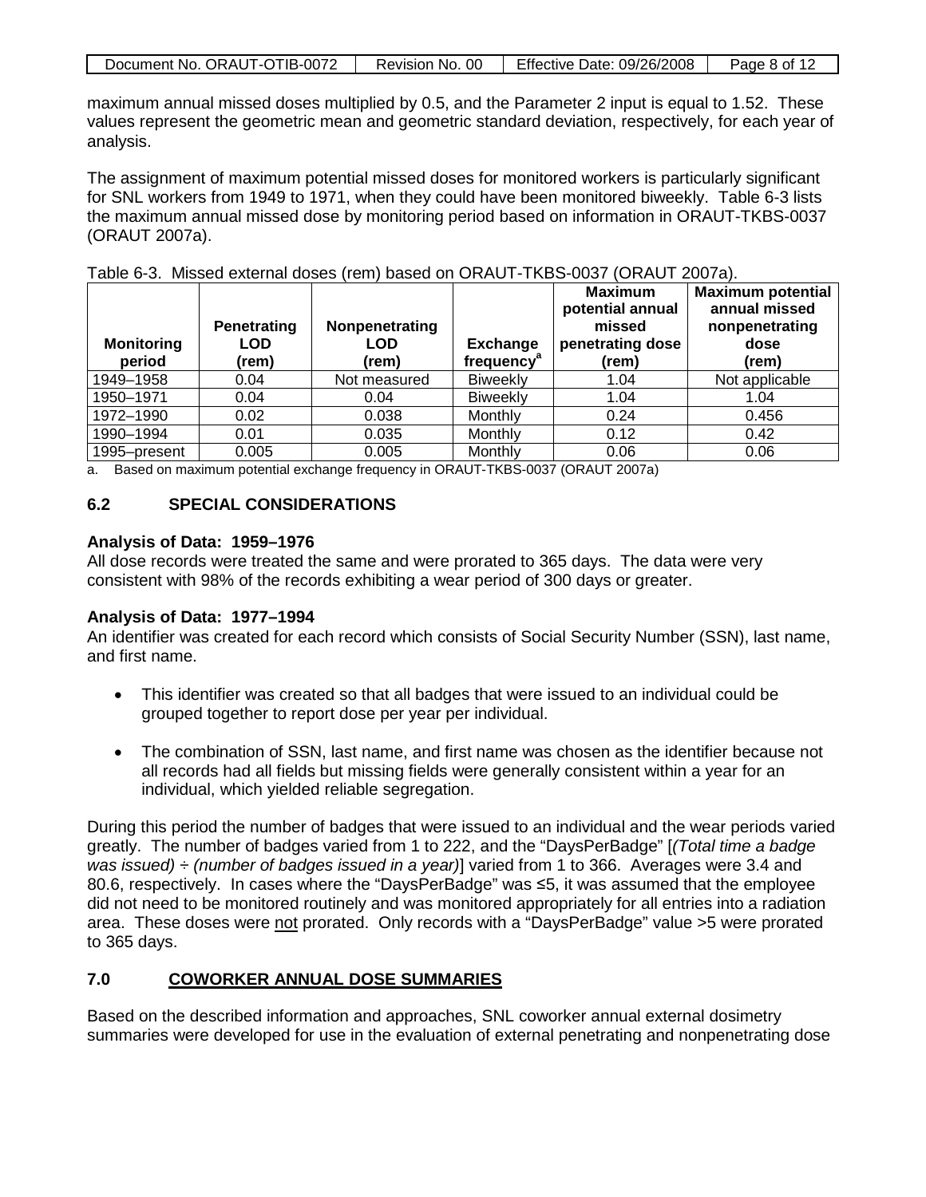maximum annual missed doses multiplied by 0.5, and the Parameter 2 input is equal to 1.52. These values represent the geometric mean and geometric standard deviation, respectively, for each year of analysis.

The assignment of maximum potential missed doses for monitored workers is particularly significant for SNL workers from 1949 to 1971, when they could have been monitored biweekly. Table 6-3 lists the maximum annual missed dose by monitoring period based on information in ORAUT-TKBS-0037 (ORAUT 2007a).

Table 6-3. Missed external doses (rem) based on ORAUT-TKBS-0037 (ORAUT 2007a).

| Monitoring period | Penetrating LOD (rem) | Nonpenetrating LOD (rem) | Exchange frequency[a] | Maximum potential annual missed penetrating dose (rem) | Maximum potential annual missed nonpenetrating dose (rem) |
|---|---|---|---|---|---|
| 1949–1958 | 0.04 | Not measured | Biweekly | 1.04 | Not applicable |
| 1950–1971 | 0.04 | 0.04 | Biweekly | 1.04 | 1.04 |
| 1972–1990 | 0.02 | 0.038 | Monthly | 0.24 | 0.456 |
| 1990–1994 | 0.01 | 0.035 | Monthly | 0.12 | 0.42 |
| 1995–present | 0.005 | 0.005 | Monthly | 0.06 | 0.06 |

a. Based on maximum potential exchange frequency in ORAUT-TKBS-0037 (ORAUT 2007a)

## 6.2 SPECIAL CONSIDERATIONS

**Analysis of Data: 1959–1976**

All dose records were treated the same and were prorated to 365 days. The data were very consistent with 98% of the records exhibiting a wear period of 300 days or greater.

**Analysis of Data: 1977–1994**

An identifier was created for each record which consists of Social Security Number (SSN), last name, and first name.

- This identifier was created so that all badges that were issued to an individual could be grouped together to report dose per year per individual.
- The combination of SSN, last name, and first name was chosen as the identifier because not all records had all fields but missing fields were generally consistent within a year for an individual, which yielded reliable segregation.

During this period the number of badges that were issued to an individual and the wear periods varied greatly. The number of badges varied from 1 to 222, and the "DaysPerBadge" [*(Total time a badge was issued) ÷ (number of badges issued in a year)*] varied from 1 to 366. Averages were 3.4 and 80.6, respectively. In cases where the "DaysPerBadge" was ≤5, it was assumed that the employee did not need to be monitored routinely and was monitored appropriately for all entries into a radiation area. These doses were not prorated. Only records with a "DaysPerBadge" value >5 were prorated to 365 days.

## 7.0 COWORKER ANNUAL DOSE SUMMARIES

Based on the described information and approaches, SNL coworker annual external dosimetry summaries were developed for use in the evaluation of external penetrating and nonpenetrating dose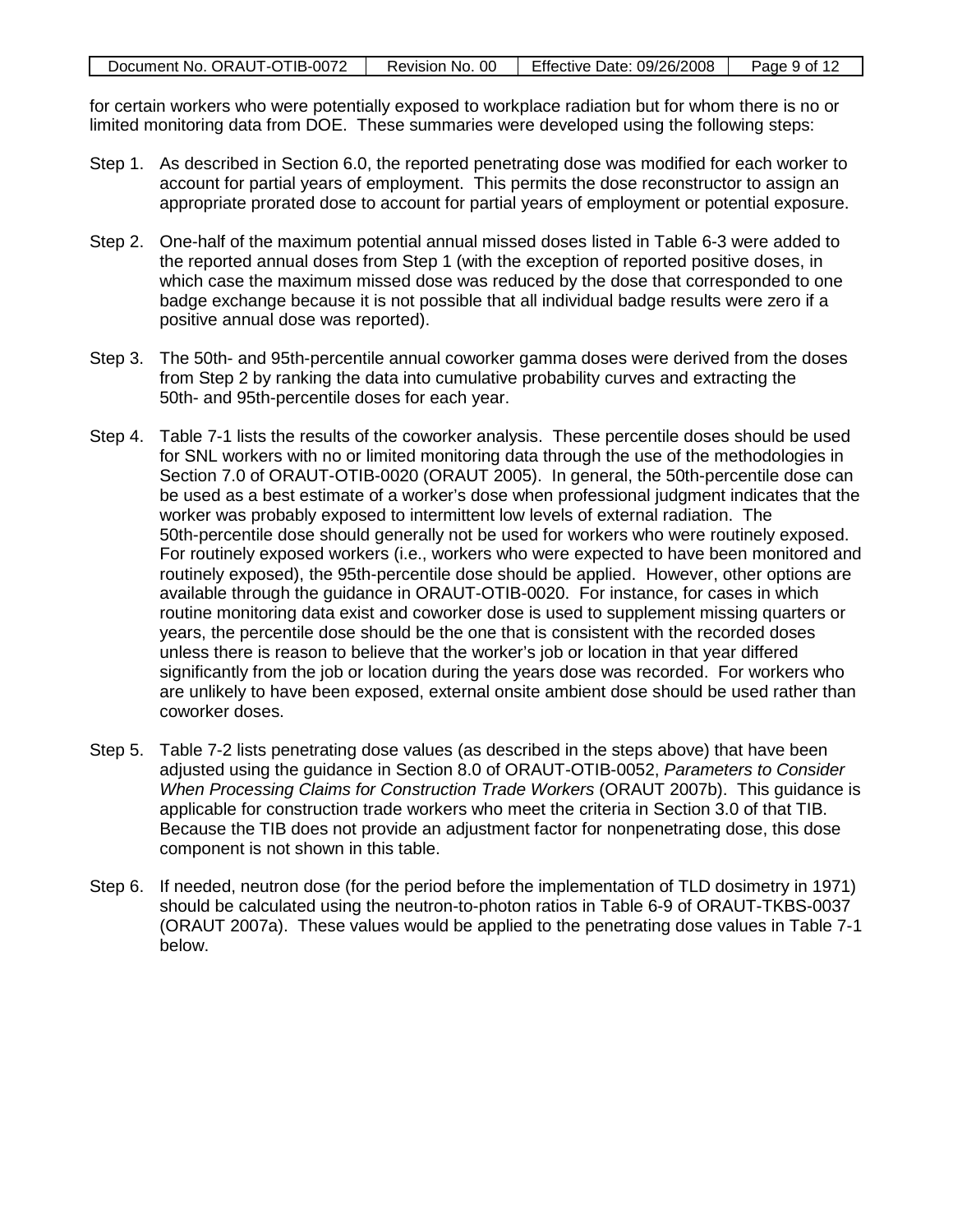for certain workers who were potentially exposed to workplace radiation but for whom there is no or limited monitoring data from DOE. These summaries were developed using the following steps:

Step 1. As described in Section 6.0, the reported penetrating dose was modified for each worker to account for partial years of employment. This permits the dose reconstructor to assign an appropriate prorated dose to account for partial years of employment or potential exposure.

Step 2. One-half of the maximum potential annual missed doses listed in Table 6-3 were added to the reported annual doses from Step 1 (with the exception of reported positive doses, in which case the maximum missed dose was reduced by the dose that corresponded to one badge exchange because it is not possible that all individual badge results were zero if a positive annual dose was reported).

Step 3. The 50th- and 95th-percentile annual coworker gamma doses were derived from the doses from Step 2 by ranking the data into cumulative probability curves and extracting the 50th- and 95th-percentile doses for each year.

Step 4. Table 7-1 lists the results of the coworker analysis. These percentile doses should be used for SNL workers with no or limited monitoring data through the use of the methodologies in Section 7.0 of ORAUT-OTIB-0020 (ORAUT 2005). In general, the 50th-percentile dose can be used as a best estimate of a worker's dose when professional judgment indicates that the worker was probably exposed to intermittent low levels of external radiation. The 50th-percentile dose should generally not be used for workers who were routinely exposed. For routinely exposed workers (i.e., workers who were expected to have been monitored and routinely exposed), the 95th-percentile dose should be applied. However, other options are available through the guidance in ORAUT-OTIB-0020. For instance, for cases in which routine monitoring data exist and coworker dose is used to supplement missing quarters or years, the percentile dose should be the one that is consistent with the recorded doses unless there is reason to believe that the worker's job or location in that year differed significantly from the job or location during the years dose was recorded. For workers who are unlikely to have been exposed, external onsite ambient dose should be used rather than coworker doses.

Step 5. Table 7-2 lists penetrating dose values (as described in the steps above) that have been adjusted using the guidance in Section 8.0 of ORAUT-OTIB-0052, *Parameters to Consider When Processing Claims for Construction Trade Workers* (ORAUT 2007b). This guidance is applicable for construction trade workers who meet the criteria in Section 3.0 of that TIB. Because the TIB does not provide an adjustment factor for nonpenetrating dose, this dose component is not shown in this table.

Step 6. If needed, neutron dose (for the period before the implementation of TLD dosimetry in 1971) should be calculated using the neutron-to-photon ratios in Table 6-9 of ORAUT-TKBS-0037 (ORAUT 2007a). These values would be applied to the penetrating dose values in Table 7-1 below.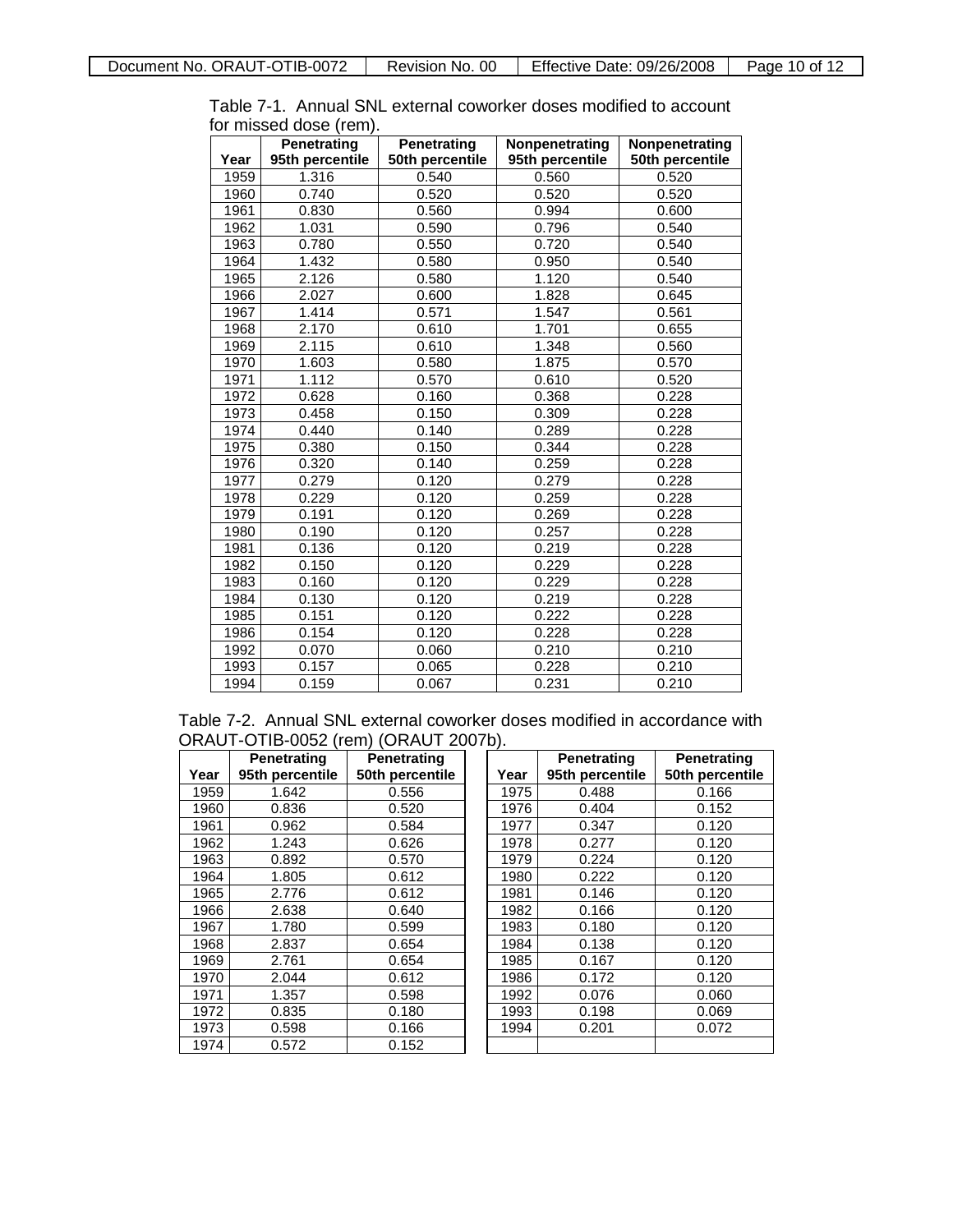Table 7-1. Annual SNL external coworker doses modified to account for missed dose (rem).

| Year | Penetrating 95th percentile | Penetrating 50th percentile | Nonpenetrating 95th percentile | Nonpenetrating 50th percentile |
|---|---|---|---|---|
| 1959 | 1.316 | 0.540 | 0.560 | 0.520 |
| 1960 | 0.740 | 0.520 | 0.520 | 0.520 |
| 1961 | 0.830 | 0.560 | 0.994 | 0.600 |
| 1962 | 1.031 | 0.590 | 0.796 | 0.540 |
| 1963 | 0.780 | 0.550 | 0.720 | 0.540 |
| 1964 | 1.432 | 0.580 | 0.950 | 0.540 |
| 1965 | 2.126 | 0.580 | 1.120 | 0.540 |
| 1966 | 2.027 | 0.600 | 1.828 | 0.645 |
| 1967 | 1.414 | 0.571 | 1.547 | 0.561 |
| 1968 | 2.170 | 0.610 | 1.701 | 0.655 |
| 1969 | 2.115 | 0.610 | 1.348 | 0.560 |
| 1970 | 1.603 | 0.580 | 1.875 | 0.570 |
| 1971 | 1.112 | 0.570 | 0.610 | 0.520 |
| 1972 | 0.628 | 0.160 | 0.368 | 0.228 |
| 1973 | 0.458 | 0.150 | 0.309 | 0.228 |
| 1974 | 0.440 | 0.140 | 0.289 | 0.228 |
| 1975 | 0.380 | 0.150 | 0.344 | 0.228 |
| 1976 | 0.320 | 0.140 | 0.259 | 0.228 |
| 1977 | 0.279 | 0.120 | 0.279 | 0.228 |
| 1978 | 0.229 | 0.120 | 0.259 | 0.228 |
| 1979 | 0.191 | 0.120 | 0.269 | 0.228 |
| 1980 | 0.190 | 0.120 | 0.257 | 0.228 |
| 1981 | 0.136 | 0.120 | 0.219 | 0.228 |
| 1982 | 0.150 | 0.120 | 0.229 | 0.228 |
| 1983 | 0.160 | 0.120 | 0.229 | 0.228 |
| 1984 | 0.130 | 0.120 | 0.219 | 0.228 |
| 1985 | 0.151 | 0.120 | 0.222 | 0.228 |
| 1986 | 0.154 | 0.120 | 0.228 | 0.228 |
| 1992 | 0.070 | 0.060 | 0.210 | 0.210 |
| 1993 | 0.157 | 0.065 | 0.228 | 0.210 |
| 1994 | 0.159 | 0.067 | 0.231 | 0.210 |

Table 7-2. Annual SNL external coworker doses modified in accordance with ORAUT-OTIB-0052 (rem) (ORAUT 2007b).

| Year | Penetrating 95th percentile | Penetrating 50th percentile | Year | Penetrating 95th percentile | Penetrating 50th percentile |
|---|---|---|---|---|---|
| 1959 | 1.642 | 0.556 | 1975 | 0.488 | 0.166 |
| 1960 | 0.836 | 0.520 | 1976 | 0.404 | 0.152 |
| 1961 | 0.962 | 0.584 | 1977 | 0.347 | 0.120 |
| 1962 | 1.243 | 0.626 | 1978 | 0.277 | 0.120 |
| 1963 | 0.892 | 0.570 | 1979 | 0.224 | 0.120 |
| 1964 | 1.805 | 0.612 | 1980 | 0.222 | 0.120 |
| 1965 | 2.776 | 0.612 | 1981 | 0.146 | 0.120 |
| 1966 | 2.638 | 0.640 | 1982 | 0.166 | 0.120 |
| 1967 | 1.780 | 0.599 | 1983 | 0.180 | 0.120 |
| 1968 | 2.837 | 0.654 | 1984 | 0.138 | 0.120 |
| 1969 | 2.761 | 0.654 | 1985 | 0.167 | 0.120 |
| 1970 | 2.044 | 0.612 | 1986 | 0.172 | 0.120 |
| 1971 | 1.357 | 0.598 | 1992 | 0.076 | 0.060 |
| 1972 | 0.835 | 0.180 | 1993 | 0.198 | 0.069 |
| 1973 | 0.598 | 0.166 | 1994 | 0.201 | 0.072 |
| 1974 | 0.572 | 0.152 | | | |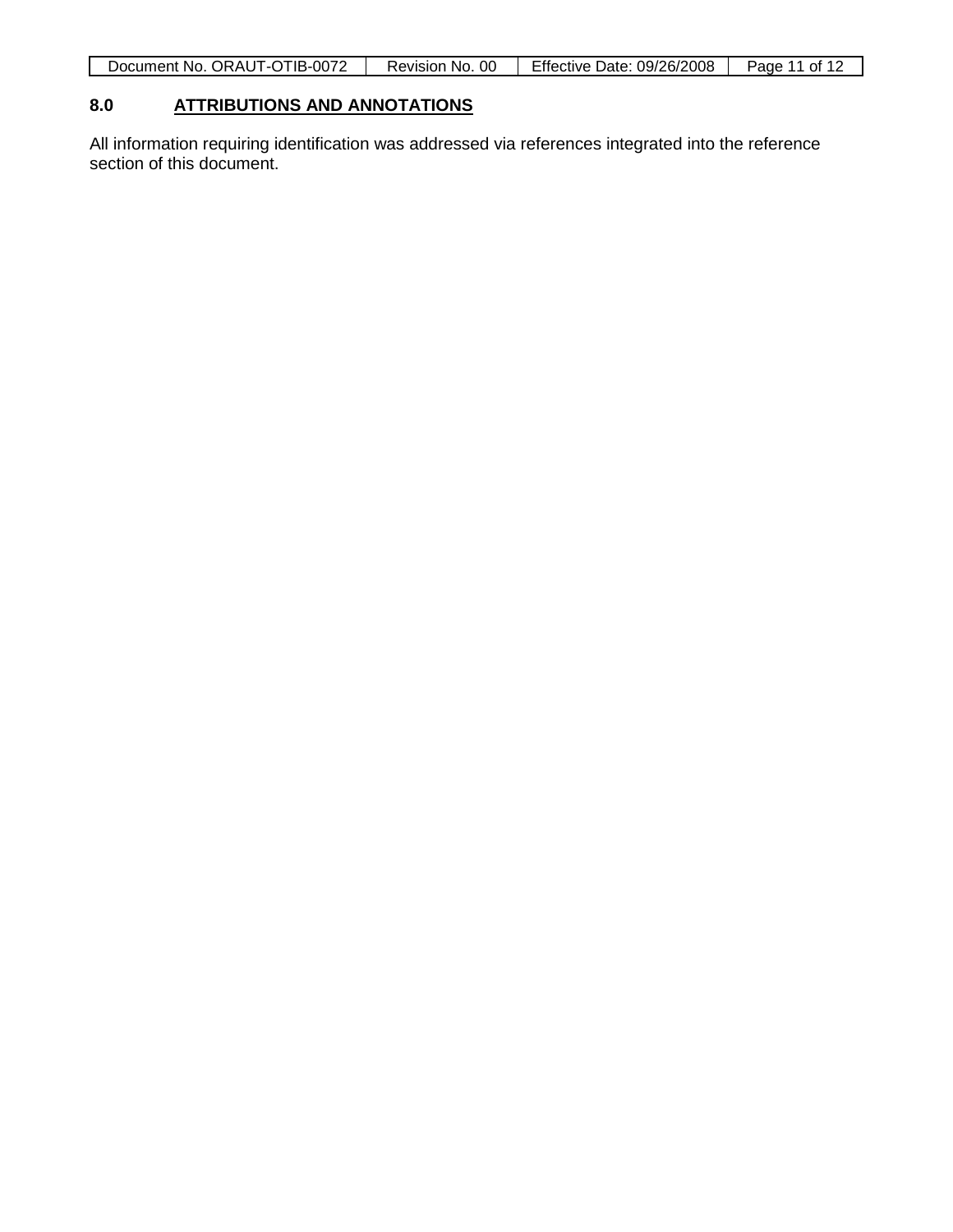## 8.0 ATTRIBUTIONS AND ANNOTATIONS

All information requiring identification was addressed via references integrated into the reference section of this document.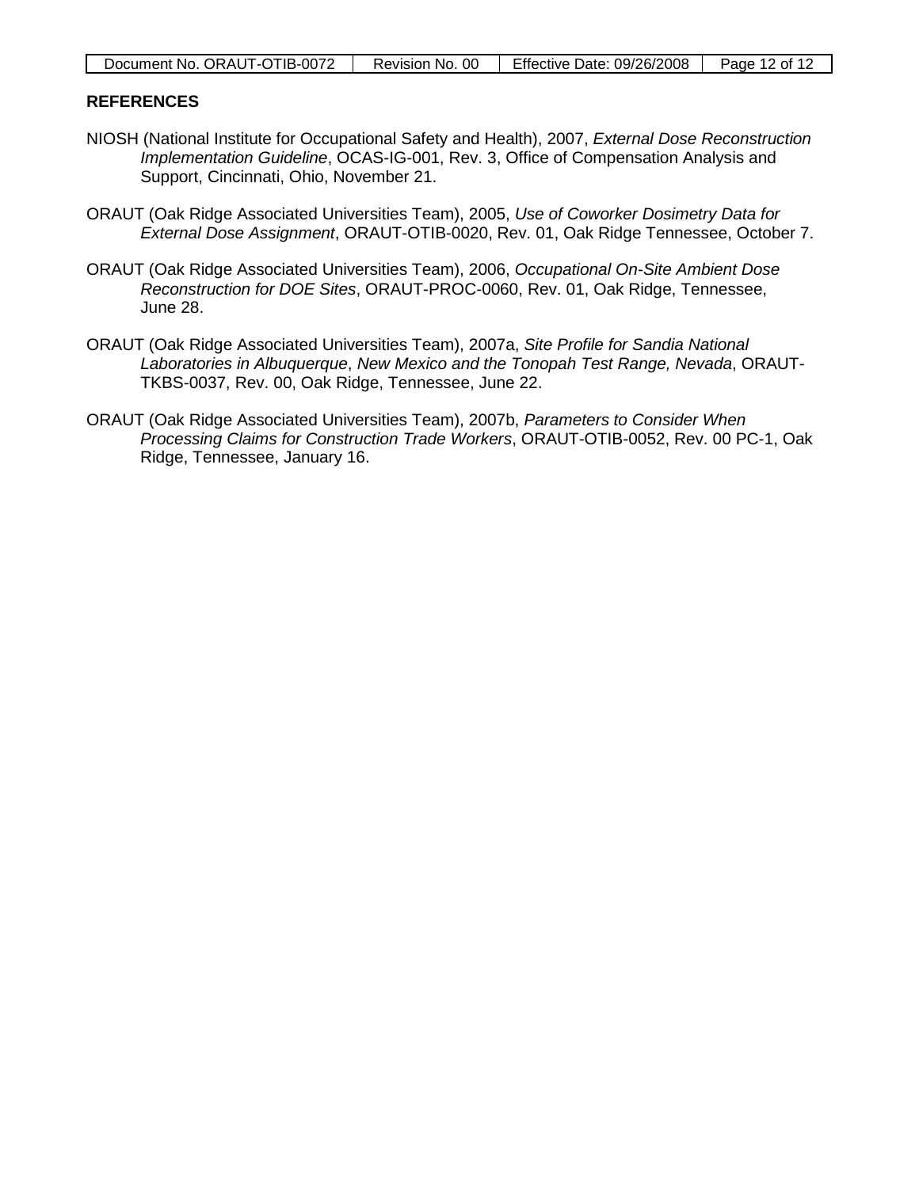## REFERENCES

NIOSH (National Institute for Occupational Safety and Health), 2007, *External Dose Reconstruction Implementation Guideline*, OCAS-IG-001, Rev. 3, Office of Compensation Analysis and Support, Cincinnati, Ohio, November 21.

ORAUT (Oak Ridge Associated Universities Team), 2005, *Use of Coworker Dosimetry Data for External Dose Assignment*, ORAUT-OTIB-0020, Rev. 01, Oak Ridge Tennessee, October 7.

ORAUT (Oak Ridge Associated Universities Team), 2006, *Occupational On-Site Ambient Dose Reconstruction for DOE Sites*, ORAUT-PROC-0060, Rev. 01, Oak Ridge, Tennessee, June 28.

ORAUT (Oak Ridge Associated Universities Team), 2007a, *Site Profile for Sandia National Laboratories in Albuquerque*, *New Mexico and the Tonopah Test Range, Nevada*, ORAUT-TKBS-0037, Rev. 00, Oak Ridge, Tennessee, June 22.

ORAUT (Oak Ridge Associated Universities Team), 2007b, *Parameters to Consider When Processing Claims for Construction Trade Workers*, ORAUT-OTIB-0052, Rev. 00 PC-1, Oak Ridge, Tennessee, January 16.